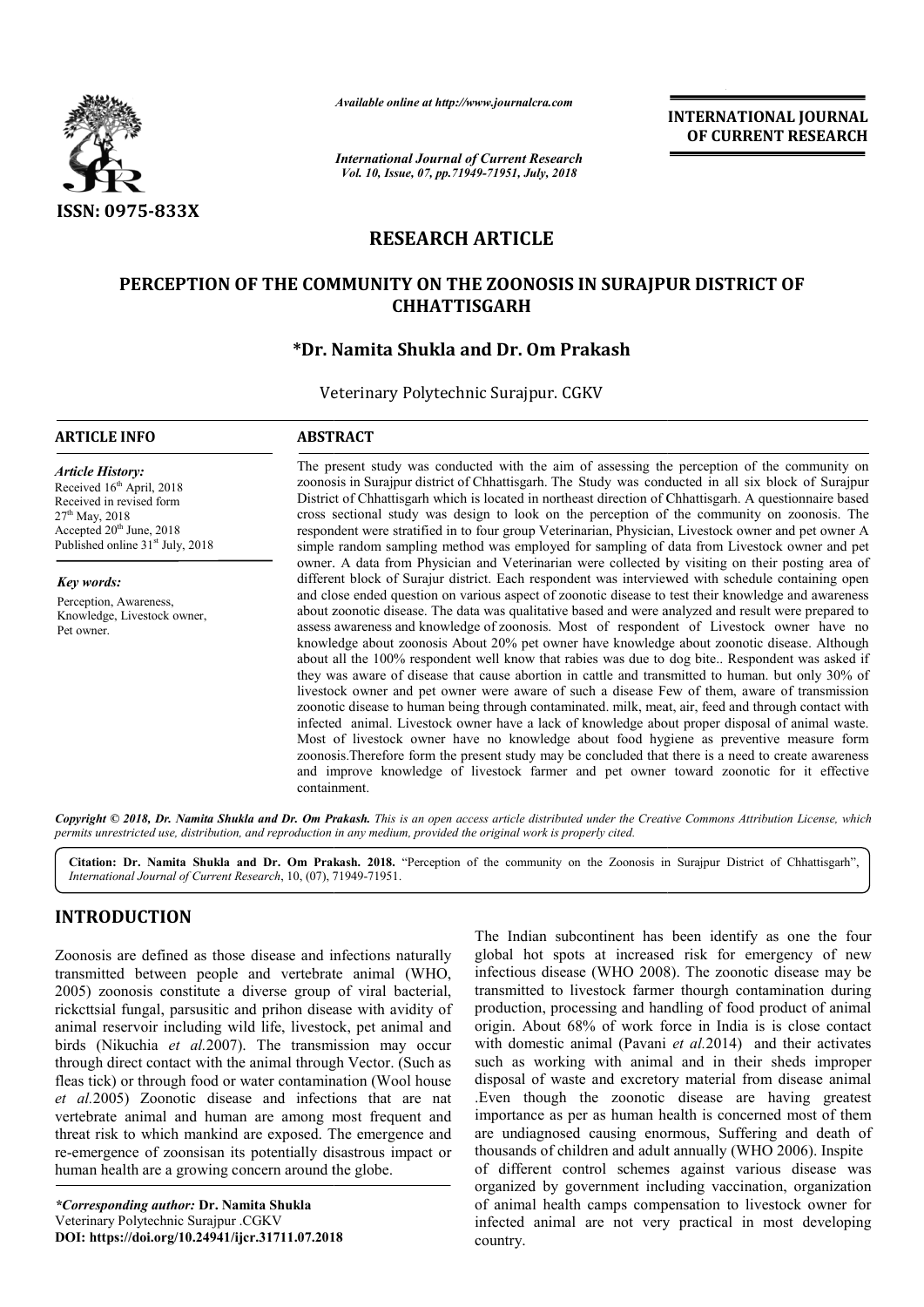ISSN: 0975-833X

*Available online at http://www.journalcra.com*

*International Journal of Current Research*
*Vol. 10, Issue, 07, pp.71949-71951, July, 2018*

**INTERNATIONAL JOURNAL OF CURRENT RESEARCH**

# RESEARCH ARTICLE

# PERCEPTION OF THE COMMUNITY ON THE ZOONOSIS IN SURAJPUR DISTRICT OF CHHATTISGARH

**\*Dr. Namita Shukla and Dr. Om Prakash**

Veterinary Polytechnic Surajpur. CGKV

## ARTICLE INFO

*Article History:*
Received 16th April, 2018
Received in revised form
27th May, 2018
Accepted 20th June, 2018
Published online 31st July, 2018

*Key words:*
Perception, Awareness, Knowledge, Livestock owner, Pet owner.

## ABSTRACT

The present study was conducted with the aim of assessing the perception of the community on zoonosis in Surajpur district of Chhattisgarh. The Study was conducted in all six block of Surajpur District of Chhattisgarh which is located in northeast direction of Chhattisgarh. A questionnaire based cross sectional study was design to look on the perception of the community on zoonosis. The respondent were stratified in to four group Veterinarian, Physician, Livestock owner and pet owner A simple random sampling method was employed for sampling of data from Livestock owner and pet owner. A data from Physician and Veterinarian were collected by visiting on their posting area of different block of Surajur district. Each respondent was interviewed with schedule containing open and close ended question on various aspect of zoonotic disease to test their knowledge and awareness about zoonotic disease. The data was qualitative based and were analyzed and result were prepared to assess awareness and knowledge of zoonosis. Most of respondent of Livestock owner have no knowledge about zoonosis About 20% pet owner have knowledge about zoonotic disease. Although about all the 100% respondent well know that rabies was due to dog bite.. Respondent was asked if they was aware of disease that cause abortion in cattle and transmitted to human. but only 30% of livestock owner and pet owner were aware of such a disease Few of them, aware of transmission zoonotic disease to human being through contaminated. milk, meat, air, feed and through contact with infected animal. Livestock owner have a lack of knowledge about proper disposal of animal waste. Most of livestock owner have no knowledge about food hygiene as preventive measure form zoonosis.Therefore form the present study may be concluded that there is a need to create awareness and improve knowledge of livestock farmer and pet owner toward zoonotic for it effective containment.

*Copyright © 2018, Dr. Namita Shukla and Dr. Om Prakash. This is an open access article distributed under the Creative Commons Attribution License, which permits unrestricted use, distribution, and reproduction in any medium, provided the original work is properly cited.*

**Citation: Dr. Namita Shukla and Dr. Om Prakash. 2018.** "Perception of the community on the Zoonosis in Surajpur District of Chhattisgarh", *International Journal of Current Research*, 10, (07), 71949-71951.

## INTRODUCTION

Zoonosis are defined as those disease and infections naturally transmitted between people and vertebrate animal (WHO, 2005) zoonosis constitute a diverse group of viral bacterial, rickcttsial fungal, parsusitic and prihon disease with avidity of animal reservoir including wild life, livestock, pet animal and birds (Nikuchia *et al.*2007). The transmission may occur through direct contact with the animal through Vector. (Such as fleas tick) or through food or water contamination (Wool house *et al.*2005) Zoonotic disease and infections that are nat vertebrate animal and human are among most frequent and threat risk to which mankind are exposed. The emergence and re-emergence of zoonsisan its potentially disastrous impact or human health are a growing concern around the globe.

The Indian subcontinent has been identify as one the four global hot spots at increased risk for emergency of new infectious disease (WHO 2008). The zoonotic disease may be transmitted to livestock farmer thourgh contamination during production, processing and handling of food product of animal origin. About 68% of work force in India is is close contact with domestic animal (Pavani *et al.*2014) and their activates such as working with animal and in their sheds improper disposal of waste and excretory material from disease animal .Even though the zoonotic disease are having greatest importance as per as human health is concerned most of them are undiagnosed causing enormous, Suffering and death of thousands of children and adult annually (WHO 2006). Inspite of different control schemes against various disease was organized by government including vaccination, organization of animal health camps compensation to livestock owner for infected animal are not very practical in most developing country.

*\*Corresponding author:* **Dr. Namita Shukla**
Veterinary Polytechnic Surajpur .CGKV
**DOI: https://doi.org/10.24941/ijcr.31711.07.2018**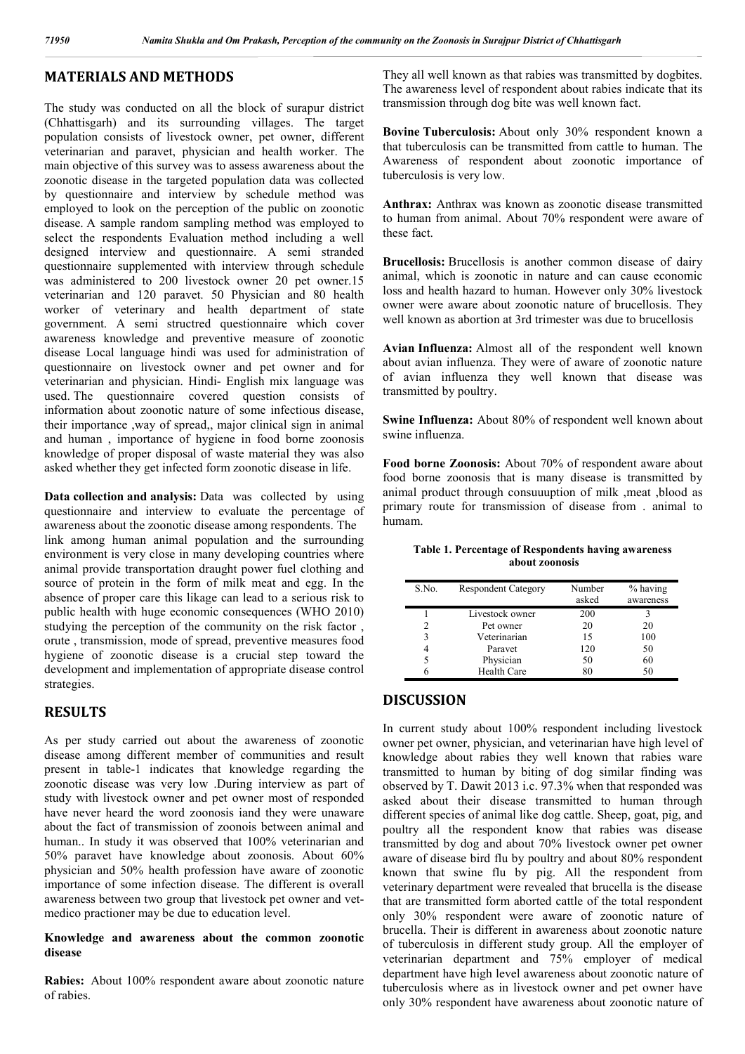## MATERIALS AND METHODS

The study was conducted on all the block of surapur district (Chhattisgarh) and its surrounding villages. The target population consists of livestock owner, pet owner, different veterinarian and paravet, physician and health worker. The main objective of this survey was to assess awareness about the zoonotic disease in the targeted population data was collected by questionnaire and interview by schedule method was employed to look on the perception of the public on zoonotic disease. A sample random sampling method was employed to select the respondents Evaluation method including a well designed interview and questionnaire. A semi stranded questionnaire supplemented with interview through schedule was administered to 200 livestock owner 20 pet owner.15 veterinarian and 120 paravet. 50 Physician and 80 health worker of veterinary and health department of state government. A semi structred questionnaire which cover awareness knowledge and preventive measure of zoonotic disease Local language hindi was used for administration of questionnaire on livestock owner and pet owner and for veterinarian and physician. Hindi- English mix language was used. The questionnaire covered question consists of information about zoonotic nature of some infectious disease, their importance ,way of spread,, major clinical sign in animal and human , importance of hygiene in food borne zoonosis knowledge of proper disposal of waste material they was also asked whether they get infected form zoonotic disease in life.

**Data collection and analysis:** Data was collected by using questionnaire and interview to evaluate the percentage of awareness about the zoonotic disease among respondents. The link among human animal population and the surrounding environment is very close in many developing countries where animal provide transportation draught power fuel clothing and source of protein in the form of milk meat and egg. In the absence of proper care this likage can lead to a serious risk to public health with huge economic consequences (WHO 2010) studying the perception of the community on the risk factor , orute , transmission, mode of spread, preventive measures food hygiene of zoonotic disease is a crucial step toward the development and implementation of appropriate disease control strategies.

## RESULTS

As per study carried out about the awareness of zoonotic disease among different member of communities and result present in table-1 indicates that knowledge regarding the zoonotic disease was very low .During interview as part of study with livestock owner and pet owner most of responded have never heard the word zoonosis iand they were unaware about the fact of transmission of zoonois between animal and human.. In study it was observed that 100% veterinarian and 50% paravet have knowledge about zoonosis. About 60% physician and 50% health profession have aware of zoonotic importance of some infection disease. The different is overall awareness between two group that livestock pet owner and vet-medico practioner may be due to education level.

### Knowledge and awareness about the common zoonotic disease

**Rabies:** About 100% respondent aware about zoonotic nature of rabies. They all well known as that rabies was transmitted by dogbites. The awareness level of respondent about rabies indicate that its transmission through dog bite was well known fact.

**Bovine Tuberculosis:** About only 30% respondent known a that tuberculosis can be transmitted from cattle to human. The Awareness of respondent about zoonotic importance of tuberculosis is very low.

**Anthrax:** Anthrax was known as zoonotic disease transmitted to human from animal. About 70% respondent were aware of these fact.

**Brucellosis:** Brucellosis is another common disease of dairy animal, which is zoonotic in nature and can cause economic loss and health hazard to human. However only 30% livestock owner were aware about zoonotic nature of brucellosis. They well known as abortion at 3rd trimester was due to brucellosis

**Avian Influenza:** Almost all of the respondent well known about avian influenza. They were of aware of zoonotic nature of avian influenza they well known that disease was transmitted by poultry.

**Swine Influenza:** About 80% of respondent well known about swine influenza.

**Food borne Zoonosis:** About 70% of respondent aware about food borne zoonosis that is many disease is transmitted by animal product through consuuuption of milk ,meat ,blood as primary route for transmission of disease from . animal to humam.

**Table 1. Percentage of Respondents having awareness about zoonosis**

| S.No. | Respondent Category | Number asked | % having awareness |
|---|---|---|---|
| 1 | Livestock owner | 200 | 3 |
| 2 | Pet owner | 20 | 20 |
| 3 | Veterinarian | 15 | 100 |
| 4 | Paravet | 120 | 50 |
| 5 | Physician | 50 | 60 |
| 6 | Health Care | 80 | 50 |

## DISCUSSION

In current study about 100% respondent including livestock owner pet owner, physician, and veterinarian have high level of knowledge about rabies they well known that rabies ware transmitted to human by biting of dog similar finding was observed by T. Dawit 2013 i.c. 97.3% when that responded was asked about their disease transmitted to human through different species of animal like dog cattle. Sheep, goat, pig, and poultry all the respondent know that rabies was disease transmitted by dog and about 70% livestock owner pet owner aware of disease bird flu by poultry and about 80% respondent known that swine flu by pig. All the respondent from veterinary department were revealed that brucella is the disease that are transmitted form aborted cattle of the total respondent only 30% respondent were aware of zoonotic nature of brucella. Their is different in awareness about zoonotic nature of tuberculosis in different study group. All the employer of veterinarian department and 75% employer of medical department have high level awareness about zoonotic nature of tuberculosis where as in livestock owner and pet owner have only 30% respondent have awareness about zoonotic nature of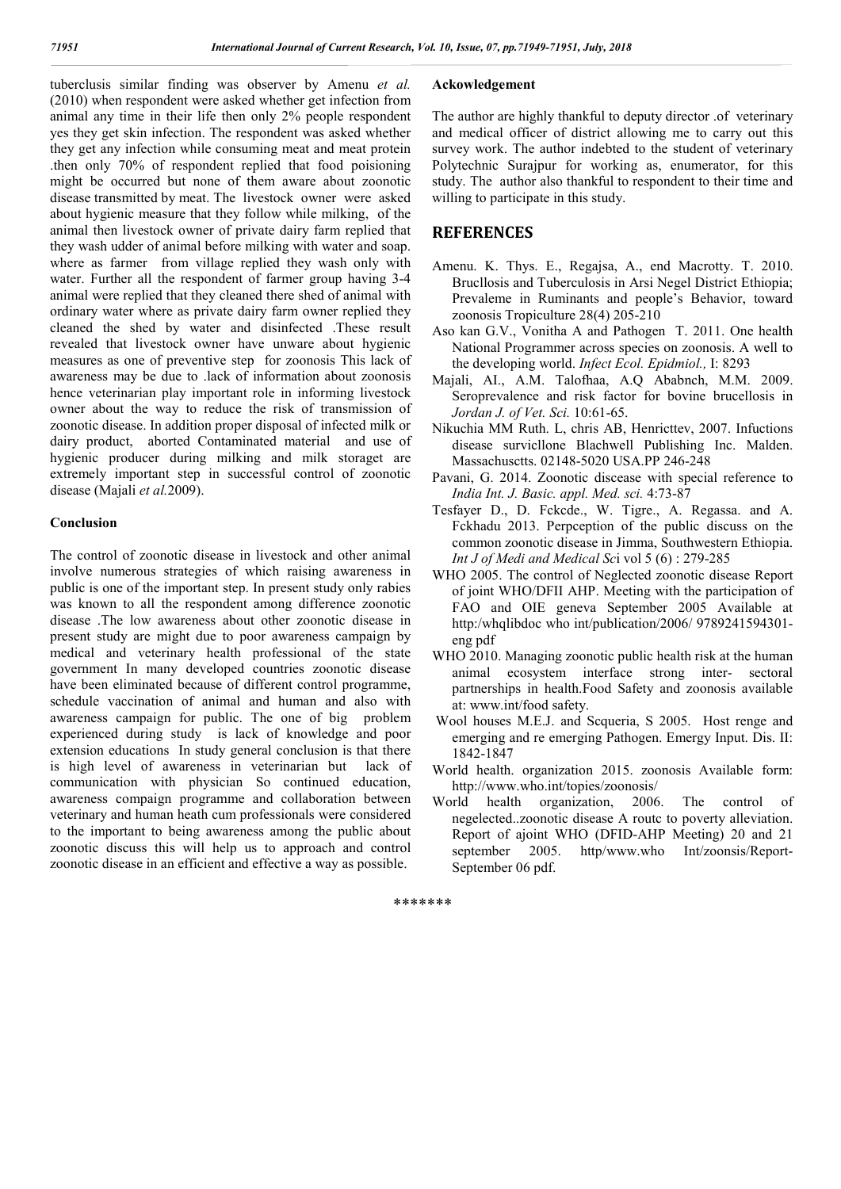tuberclusis similar finding was observer by Amenu *et al.* (2010) when respondent were asked whether get infection from animal any time in their life then only 2% people respondent yes they get skin infection. The respondent was asked whether they get any infection while consuming meat and meat protein .then only 70% of respondent replied that food poisioning might be occurred but none of them aware about zoonotic disease transmitted by meat. The livestock owner were asked about hygienic measure that they follow while milking, of the animal then livestock owner of private dairy farm replied that they wash udder of animal before milking with water and soap. where as farmer from village replied they wash only with water. Further all the respondent of farmer group having 3-4 animal were replied that they cleaned there shed of animal with ordinary water where as private dairy farm owner replied they cleaned the shed by water and disinfected .These result revealed that livestock owner have unware about hygienic measures as one of preventive step for zoonosis This lack of awareness may be due to .lack of information about zoonosis hence veterinarian play important role in informing livestock owner about the way to reduce the risk of transmission of zoonotic disease. In addition proper disposal of infected milk or dairy product, aborted Contaminated material and use of hygienic producer during milking and milk storaget are extremely important step in successful control of zoonotic disease (Majali *et al.*2009).

### Conclusion

The control of zoonotic disease in livestock and other animal involve numerous strategies of which raising awareness in public is one of the important step. In present study only rabies was known to all the respondent among difference zoonotic disease .The low awareness about other zoonotic disease in present study are might due to poor awareness campaign by medical and veterinary health professional of the state government In many developed countries zoonotic disease have been eliminated because of different control programme, schedule vaccination of animal and human and also with awareness campaign for public. The one of big problem experienced during study is lack of knowledge and poor extension educations In study general conclusion is that there is high level of awareness in veterinarian but lack of communication with physician So continued education, awareness compaign programme and collaboration between veterinary and human heath cum professionals were considered to the important to being awareness among the public about zoonotic discuss this will help us to approach and control zoonotic disease in an efficient and effective a way as possible.

### Ackowledgement

The author are highly thankful to deputy director .of veterinary and medical officer of district allowing me to carry out this survey work. The author indebted to the student of veterinary Polytechnic Surajpur for working as, enumerator, for this study. The author also thankful to respondent to their time and willing to participate in this study.

## REFERENCES

Amenu. K. Thys. E., Regajsa, A., end Macrotty. T. 2010. Brucllosis and Tuberculosis in Arsi Negel District Ethiopia; Prevaleme in Ruminants and people's Behavior, toward zoonosis Tropiculture 28(4) 205-210

Aso kan G.V., Vonitha A and Pathogen T. 2011. One health National Programmer across species on zoonosis. A well to the developing world. *Infect Ecol. Epidmiol.,* I: 8293

Majali, AI., A.M. Talofhaa, A.Q Ababnch, M.M. 2009. Seroprevalence and risk factor for bovine brucellosis in *Jordan J. of Vet. Sci.* 10:61-65.

Nikuchia MM Ruth. L, chris AB, Henricttev, 2007. Infuctions disease surviclIone Blachwell Publishing Inc. Malden. Massachusctts. 02148-5020 USA.PP 246-248

Pavani, G. 2014. Zoonotic discease with special reference to *India Int. J. Basic. appl. Med. sci.* 4:73-87

Tesfayer D., D. Fckcde., W. Tigre., A. Regassa. and A. Fckhadu 2013. Perpception of the public discuss on the common zoonotic disease in Jimma, Southwestern Ethiopia. *Int J of Medi and Medical Sc*i vol 5 (6) : 279-285

WHO 2005. The control of Neglected zoonotic disease Report of joint WHO/DFII AHP. Meeting with the participation of FAO and OIE geneva September 2005 Available at http:/whqlibdoc who int/publication/2006/ 9789241594301-eng pdf

WHO 2010. Managing zoonotic public health risk at the human animal ecosystem interface strong inter- sectoral partnerships in health.Food Safety and zoonosis available at: www.int/food safety.

Wool houses M.E.J. and Scqueria, S 2005. Host renge and emerging and re emerging Pathogen. Emergy Input. Dis. II: 1842-1847

World health. organization 2015. zoonosis Available form: http://www.who.int/topies/zoonosis/

World health organization, 2006. The control of negelected..zoonotic disease A routc to poverty alleviation. Report of ajoint WHO (DFID-AHP Meeting) 20 and 21 september 2005. http/www.who Int/zoonsis/Report-September 06 pdf.

\*\*\*\*\*\*\*